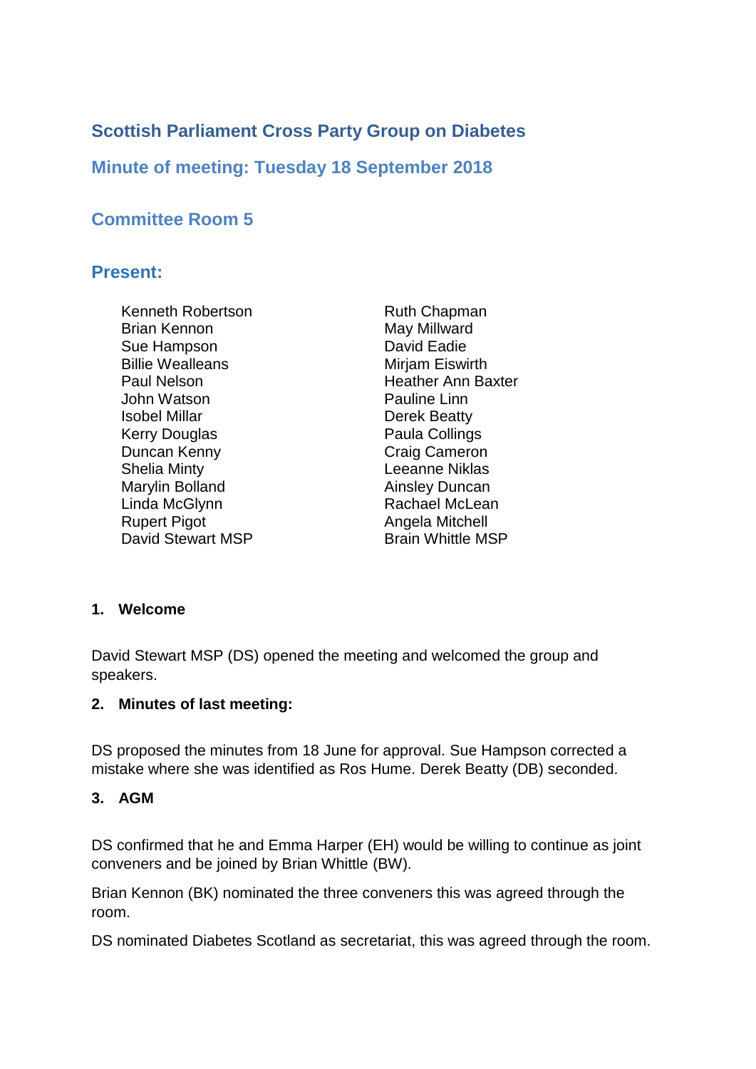# Scottish Parliament Cross Party Group on Diabetes

## Minute of meeting: Tuesday 18 September 2018

## Committee Room 5

## Present:

Kenneth Robertson
Brian Kennon
Sue Hampson
Billie Wealleans
Paul Nelson
John Watson
Isobel Millar
Kerry Douglas
Duncan Kenny
Shelia Minty
Marylin Bolland
Linda McGlynn
Rupert Pigot
David Stewart MSP
Ruth Chapman
May Millward
David Eadie
Mirjam Eiswirth
Heather Ann Baxter
Pauline Linn
Derek Beatty
Paula Collings
Craig Cameron
Leeanne Niklas
Ainsley Duncan
Rachael McLean
Angela Mitchell
Brain Whittle MSP

**1. Welcome**

David Stewart MSP (DS) opened the meeting and welcomed the group and speakers.

**2. Minutes of last meeting:**

DS proposed the minutes from 18 June for approval. Sue Hampson corrected a mistake where she was identified as Ros Hume. Derek Beatty (DB) seconded.

**3. AGM**

DS confirmed that he and Emma Harper (EH) would be willing to continue as joint conveners and be joined by Brian Whittle (BW).

Brian Kennon (BK) nominated the three conveners this was agreed through the room.

DS nominated Diabetes Scotland as secretariat, this was agreed through the room.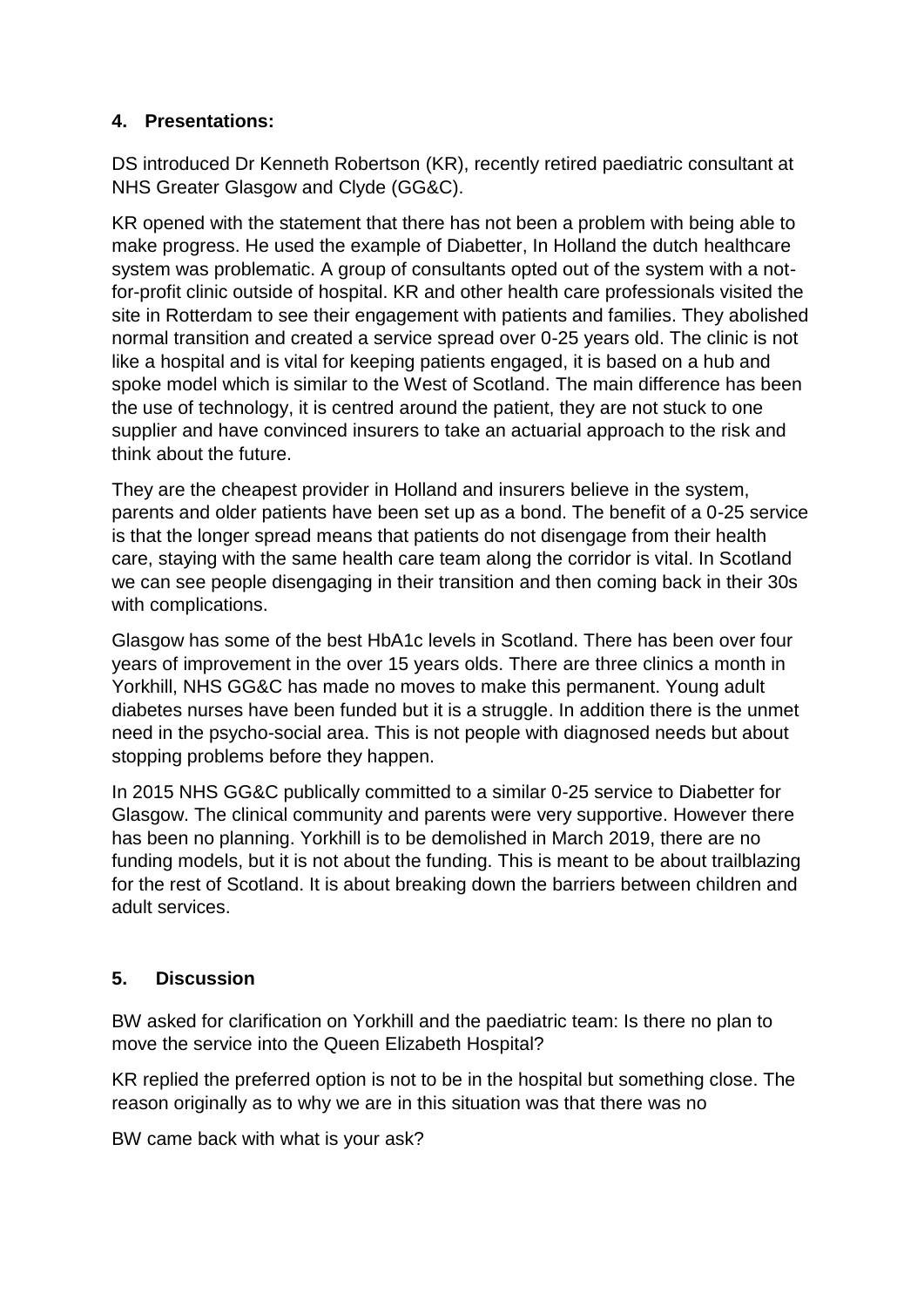## 4. Presentations:

DS introduced Dr Kenneth Robertson (KR), recently retired paediatric consultant at NHS Greater Glasgow and Clyde (GG&C).

KR opened with the statement that there has not been a problem with being able to make progress. He used the example of Diabetter, In Holland the dutch healthcare system was problematic. A group of consultants opted out of the system with a not-for-profit clinic outside of hospital. KR and other health care professionals visited the site in Rotterdam to see their engagement with patients and families. They abolished normal transition and created a service spread over 0-25 years old. The clinic is not like a hospital and is vital for keeping patients engaged, it is based on a hub and spoke model which is similar to the West of Scotland. The main difference has been the use of technology, it is centred around the patient, they are not stuck to one supplier and have convinced insurers to take an actuarial approach to the risk and think about the future.

They are the cheapest provider in Holland and insurers believe in the system, parents and older patients have been set up as a bond. The benefit of a 0-25 service is that the longer spread means that patients do not disengage from their health care, staying with the same health care team along the corridor is vital. In Scotland we can see people disengaging in their transition and then coming back in their 30s with complications.

Glasgow has some of the best HbA1c levels in Scotland. There has been over four years of improvement in the over 15 years olds. There are three clinics a month in Yorkhill, NHS GG&C has made no moves to make this permanent. Young adult diabetes nurses have been funded but it is a struggle. In addition there is the unmet need in the psycho-social area. This is not people with diagnosed needs but about stopping problems before they happen.

In 2015 NHS GG&C publically committed to a similar 0-25 service to Diabetter for Glasgow. The clinical community and parents were very supportive. However there has been no planning. Yorkhill is to be demolished in March 2019, there are no funding models, but it is not about the funding. This is meant to be about trailblazing for the rest of Scotland. It is about breaking down the barriers between children and adult services.

## 5. Discussion

BW asked for clarification on Yorkhill and the paediatric team: Is there no plan to move the service into the Queen Elizabeth Hospital?

KR replied the preferred option is not to be in the hospital but something close. The reason originally as to why we are in this situation was that there was no

BW came back with what is your ask?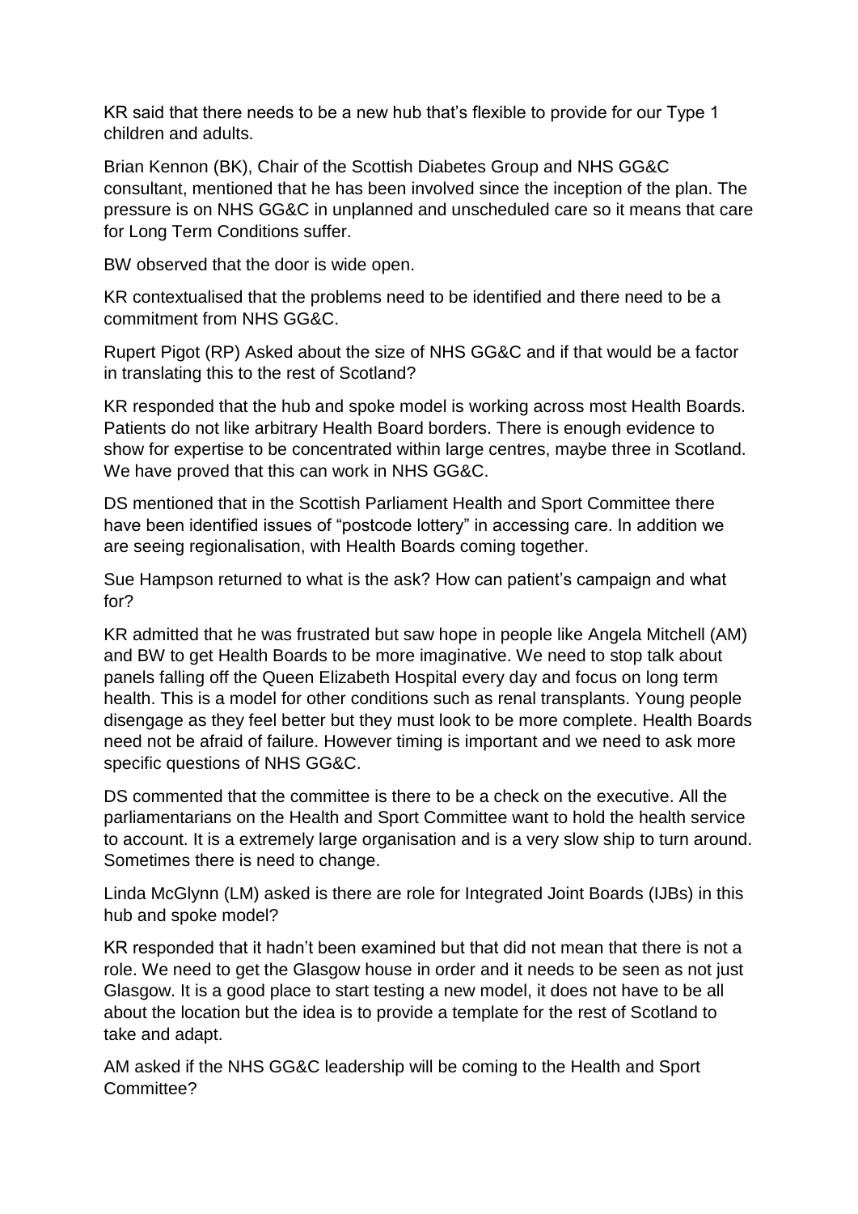KR said that there needs to be a new hub that's flexible to provide for our Type 1 children and adults.

Brian Kennon (BK), Chair of the Scottish Diabetes Group and NHS GG&C consultant, mentioned that he has been involved since the inception of the plan. The pressure is on NHS GG&C in unplanned and unscheduled care so it means that care for Long Term Conditions suffer.

BW observed that the door is wide open.

KR contextualised that the problems need to be identified and there need to be a commitment from NHS GG&C.

Rupert Pigot (RP) Asked about the size of NHS GG&C and if that would be a factor in translating this to the rest of Scotland?

KR responded that the hub and spoke model is working across most Health Boards. Patients do not like arbitrary Health Board borders. There is enough evidence to show for expertise to be concentrated within large centres, maybe three in Scotland. We have proved that this can work in NHS GG&C.

DS mentioned that in the Scottish Parliament Health and Sport Committee there have been identified issues of "postcode lottery" in accessing care. In addition we are seeing regionalisation, with Health Boards coming together.

Sue Hampson returned to what is the ask? How can patient's campaign and what for?

KR admitted that he was frustrated but saw hope in people like Angela Mitchell (AM) and BW to get Health Boards to be more imaginative. We need to stop talk about panels falling off the Queen Elizabeth Hospital every day and focus on long term health. This is a model for other conditions such as renal transplants. Young people disengage as they feel better but they must look to be more complete. Health Boards need not be afraid of failure. However timing is important and we need to ask more specific questions of NHS GG&C.

DS commented that the committee is there to be a check on the executive. All the parliamentarians on the Health and Sport Committee want to hold the health service to account. It is a extremely large organisation and is a very slow ship to turn around. Sometimes there is need to change.

Linda McGlynn (LM) asked is there are role for Integrated Joint Boards (IJBs) in this hub and spoke model?

KR responded that it hadn't been examined but that did not mean that there is not a role. We need to get the Glasgow house in order and it needs to be seen as not just Glasgow. It is a good place to start testing a new model, it does not have to be all about the location but the idea is to provide a template for the rest of Scotland to take and adapt.

AM asked if the NHS GG&C leadership will be coming to the Health and Sport Committee?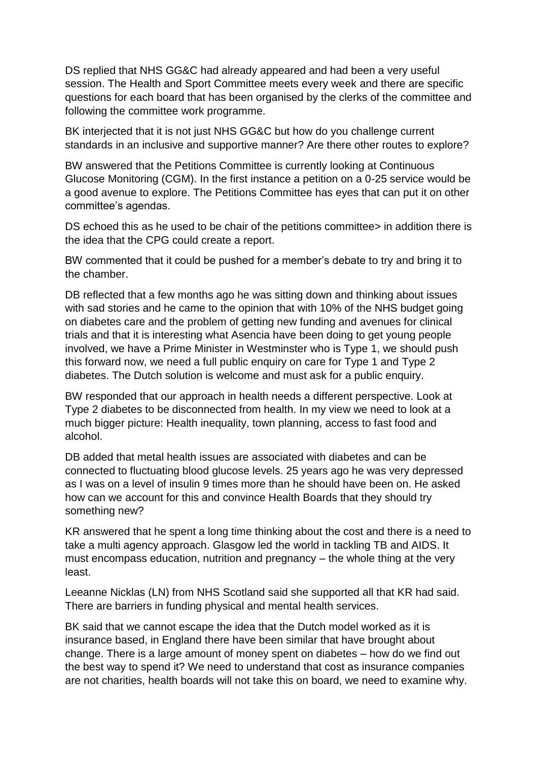DS replied that NHS GG&C had already appeared and had been a very useful session. The Health and Sport Committee meets every week and there are specific questions for each board that has been organised by the clerks of the committee and following the committee work programme.

BK interjected that it is not just NHS GG&C but how do you challenge current standards in an inclusive and supportive manner? Are there other routes to explore?

BW answered that the Petitions Committee is currently looking at Continuous Glucose Monitoring (CGM). In the first instance a petition on a 0-25 service would be a good avenue to explore. The Petitions Committee has eyes that can put it on other committee's agendas.

DS echoed this as he used to be chair of the petitions committee> in addition there is the idea that the CPG could create a report.

BW commented that it could be pushed for a member's debate to try and bring it to the chamber.

DB reflected that a few months ago he was sitting down and thinking about issues with sad stories and he came to the opinion that with 10% of the NHS budget going on diabetes care and the problem of getting new funding and avenues for clinical trials and that it is interesting what Asencia have been doing to get young people involved, we have a Prime Minister in Westminster who is Type 1, we should push this forward now, we need a full public enquiry on care for Type 1 and Type 2 diabetes. The Dutch solution is welcome and must ask for a public enquiry.

BW responded that our approach in health needs a different perspective. Look at Type 2 diabetes to be disconnected from health. In my view we need to look at a much bigger picture: Health inequality, town planning, access to fast food and alcohol.

DB added that metal health issues are associated with diabetes and can be connected to fluctuating blood glucose levels. 25 years ago he was very depressed as I was on a level of insulin 9 times more than he should have been on. He asked how can we account for this and convince Health Boards that they should try something new?

KR answered that he spent a long time thinking about the cost and there is a need to take a multi agency approach. Glasgow led the world in tackling TB and AIDS. It must encompass education, nutrition and pregnancy – the whole thing at the very least.

Leeanne Nicklas (LN) from NHS Scotland said she supported all that KR had said. There are barriers in funding physical and mental health services.

BK said that we cannot escape the idea that the Dutch model worked as it is insurance based, in England there have been similar that have brought about change. There is a large amount of money spent on diabetes – how do we find out the best way to spend it? We need to understand that cost as insurance companies are not charities, health boards will not take this on board, we need to examine why.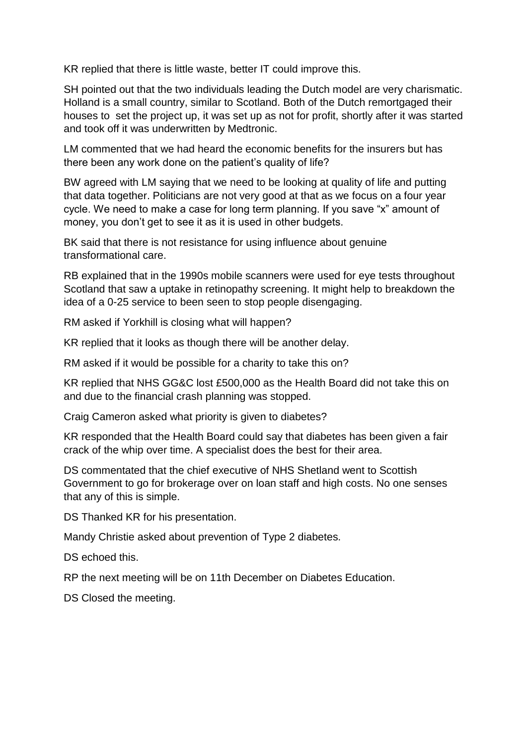KR replied that there is little waste, better IT could improve this.

SH pointed out that the two individuals leading the Dutch model are very charismatic. Holland is a small country, similar to Scotland. Both of the Dutch remortgaged their houses to set the project up, it was set up as not for profit, shortly after it was started and took off it was underwritten by Medtronic.

LM commented that we had heard the economic benefits for the insurers but has there been any work done on the patient's quality of life?

BW agreed with LM saying that we need to be looking at quality of life and putting that data together. Politicians are not very good at that as we focus on a four year cycle. We need to make a case for long term planning. If you save "x" amount of money, you don't get to see it as it is used in other budgets.

BK said that there is not resistance for using influence about genuine transformational care.

RB explained that in the 1990s mobile scanners were used for eye tests throughout Scotland that saw a uptake in retinopathy screening. It might help to breakdown the idea of a 0-25 service to been seen to stop people disengaging.

RM asked if Yorkhill is closing what will happen?

KR replied that it looks as though there will be another delay.

RM asked if it would be possible for a charity to take this on?

KR replied that NHS GG&C lost £500,000 as the Health Board did not take this on and due to the financial crash planning was stopped.

Craig Cameron asked what priority is given to diabetes?

KR responded that the Health Board could say that diabetes has been given a fair crack of the whip over time. A specialist does the best for their area.

DS commentated that the chief executive of NHS Shetland went to Scottish Government to go for brokerage over on loan staff and high costs. No one senses that any of this is simple.

DS Thanked KR for his presentation.

Mandy Christie asked about prevention of Type 2 diabetes.

DS echoed this.

RP the next meeting will be on 11th December on Diabetes Education.

DS Closed the meeting.